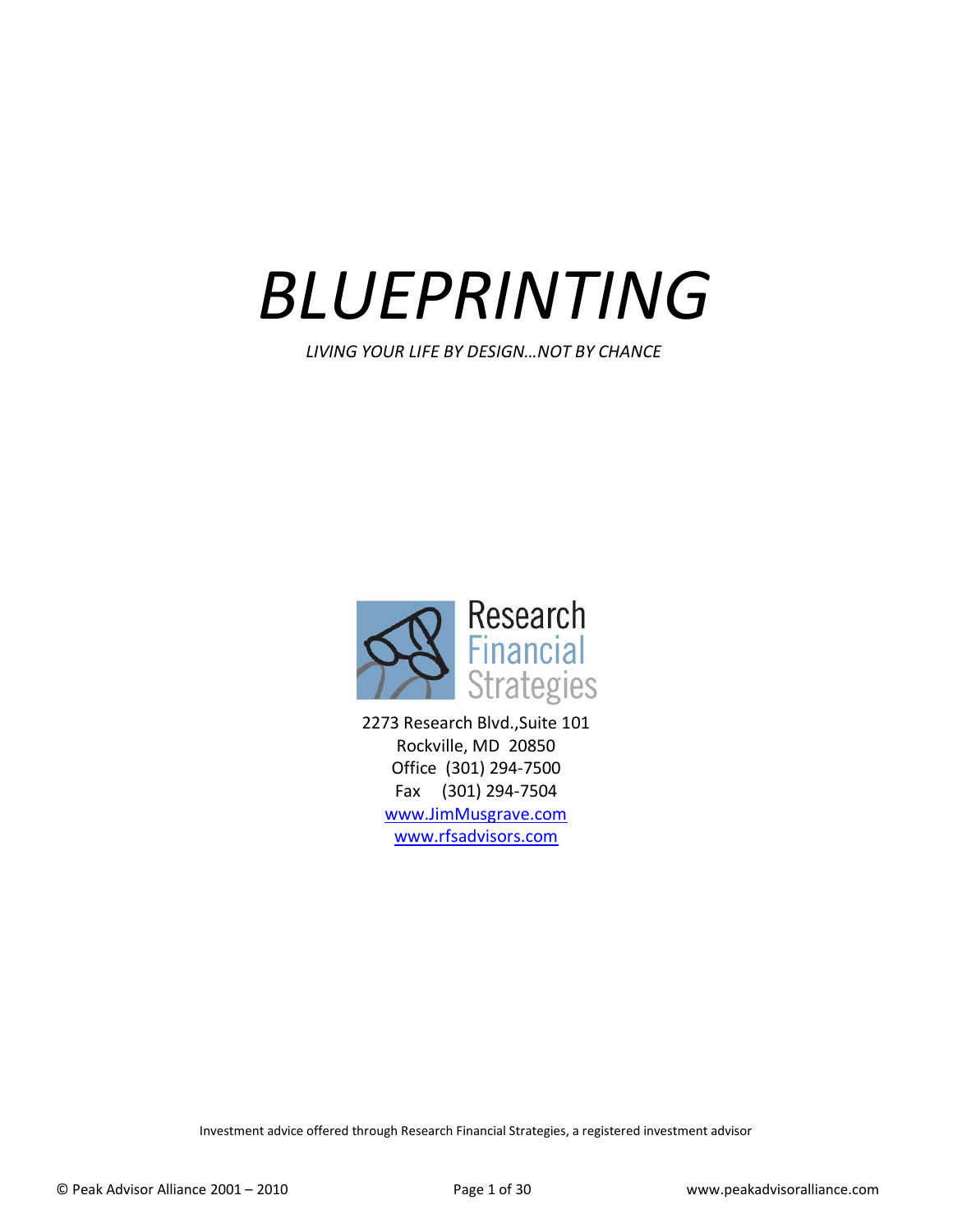# *BLUEPRINTING*

*LIVING YOUR LIFE BY DESIGN…NOT BY CHANCE*

Research Financial Strategies

2273 Research Blvd.,Suite 101
Rockville, MD 20850
Office (301) 294-7500
Fax (301) 294-7504
www.JimMusgrave.com
www.rfsadvisors.com

Investment advice offered through Research Financial Strategies, a registered investment advisor

© Peak Advisor Alliance 2001 – 2010

www.peakadvisoralliance.com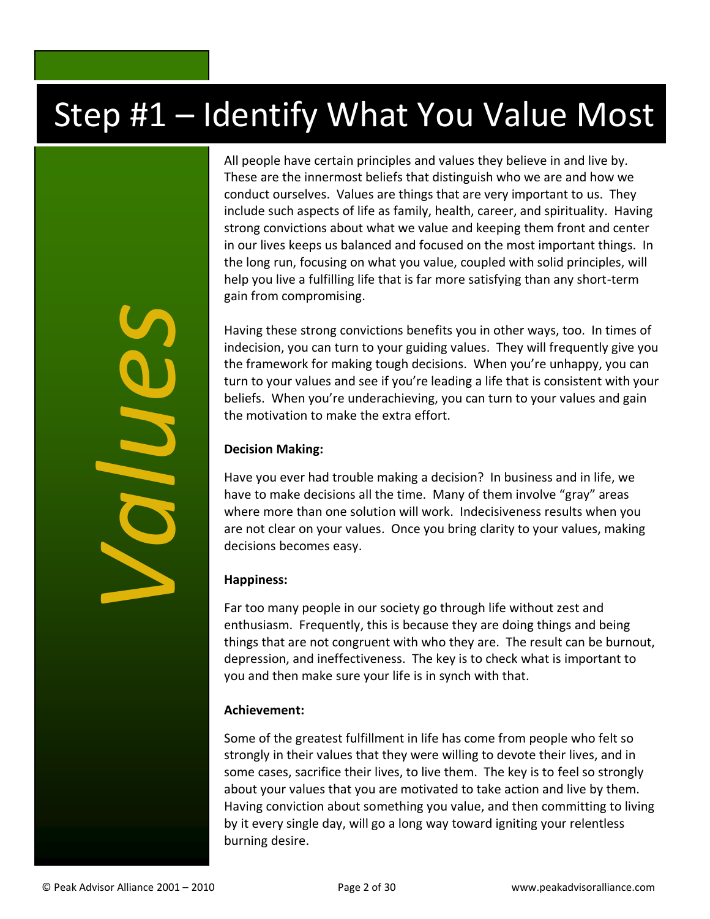# Step #1 – Identify What You Value Most

*Values*

All people have certain principles and values they believe in and live by. These are the innermost beliefs that distinguish who we are and how we conduct ourselves. Values are things that are very important to us. They include such aspects of life as family, health, career, and spirituality. Having strong convictions about what we value and keeping them front and center in our lives keeps us balanced and focused on the most important things. In the long run, focusing on what you value, coupled with solid principles, will help you live a fulfilling life that is far more satisfying than any short-term gain from compromising.

Having these strong convictions benefits you in other ways, too. In times of indecision, you can turn to your guiding values. They will frequently give you the framework for making tough decisions. When you're unhappy, you can turn to your values and see if you're leading a life that is consistent with your beliefs. When you're underachieving, you can turn to your values and gain the motivation to make the extra effort.

**Decision Making:**

Have you ever had trouble making a decision? In business and in life, we have to make decisions all the time. Many of them involve "gray" areas where more than one solution will work. Indecisiveness results when you are not clear on your values. Once you bring clarity to your values, making decisions becomes easy.

**Happiness:**

Far too many people in our society go through life without zest and enthusiasm. Frequently, this is because they are doing things and being things that are not congruent with who they are. The result can be burnout, depression, and ineffectiveness. The key is to check what is important to you and then make sure your life is in synch with that.

**Achievement:**

Some of the greatest fulfillment in life has come from people who felt so strongly in their values that they were willing to devote their lives, and in some cases, sacrifice their lives, to live them. The key is to feel so strongly about your values that you are motivated to take action and live by them. Having conviction about something you value, and then committing to living by it every single day, will go a long way toward igniting your relentless burning desire.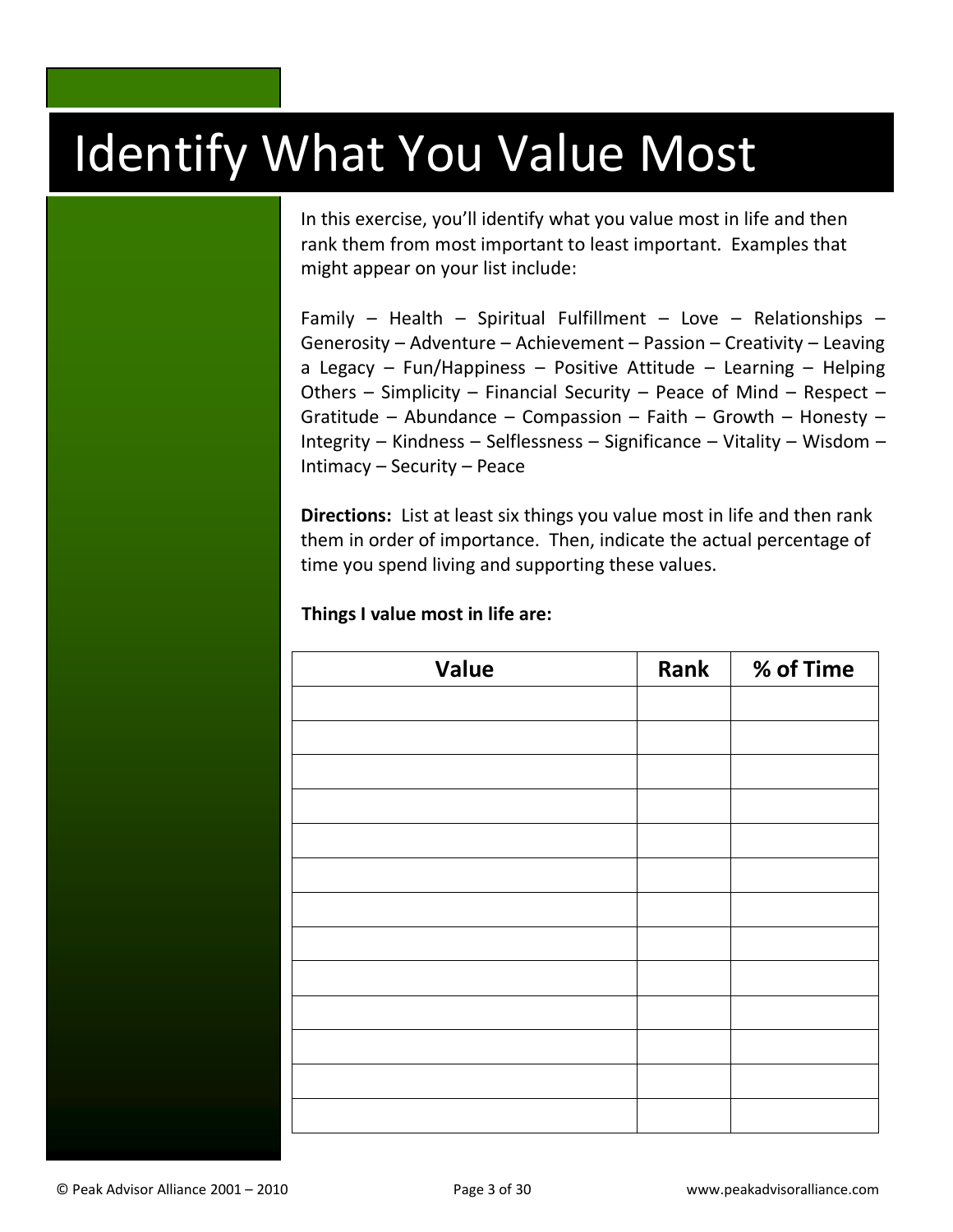# Identify What You Value Most

In this exercise, you'll identify what you value most in life and then rank them from most important to least important. Examples that might appear on your list include:

Family – Health – Spiritual Fulfillment – Love – Relationships – Generosity – Adventure – Achievement – Passion – Creativity – Leaving a Legacy – Fun/Happiness – Positive Attitude – Learning – Helping Others – Simplicity – Financial Security – Peace of Mind – Respect – Gratitude – Abundance – Compassion – Faith – Growth – Honesty – Integrity – Kindness – Selflessness – Significance – Vitality – Wisdom – Intimacy – Security – Peace

**Directions:** List at least six things you value most in life and then rank them in order of importance. Then, indicate the actual percentage of time you spend living and supporting these values.

**Things I value most in life are:**

| Value | Rank | % of Time |
|---|---|---|
| | | |
| | | |
| | | |
| | | |
| | | |
| | | |
| | | |
| | | |
| | | |
| | | |
| | | |
| | | |
| | | |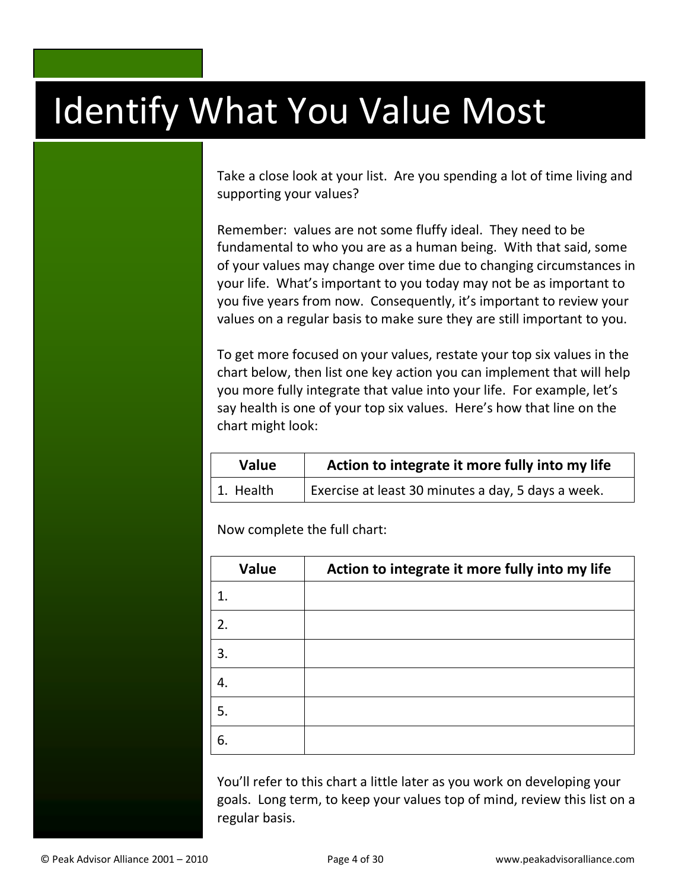# Identify What You Value Most

Take a close look at your list. Are you spending a lot of time living and supporting your values?

Remember: values are not some fluffy ideal. They need to be fundamental to who you are as a human being. With that said, some of your values may change over time due to changing circumstances in your life. What's important to you today may not be as important to you five years from now. Consequently, it's important to review your values on a regular basis to make sure they are still important to you.

To get more focused on your values, restate your top six values in the chart below, then list one key action you can implement that will help you more fully integrate that value into your life. For example, let's say health is one of your top six values. Here's how that line on the chart might look:

| Value | Action to integrate it more fully into my life |
|---|---|
| 1. Health | Exercise at least 30 minutes a day, 5 days a week. |

Now complete the full chart:

| Value | Action to integrate it more fully into my life |
|---|---|
| 1. | |
| 2. | |
| 3. | |
| 4. | |
| 5. | |
| 6. | |

You'll refer to this chart a little later as you work on developing your goals. Long term, to keep your values top of mind, review this list on a regular basis.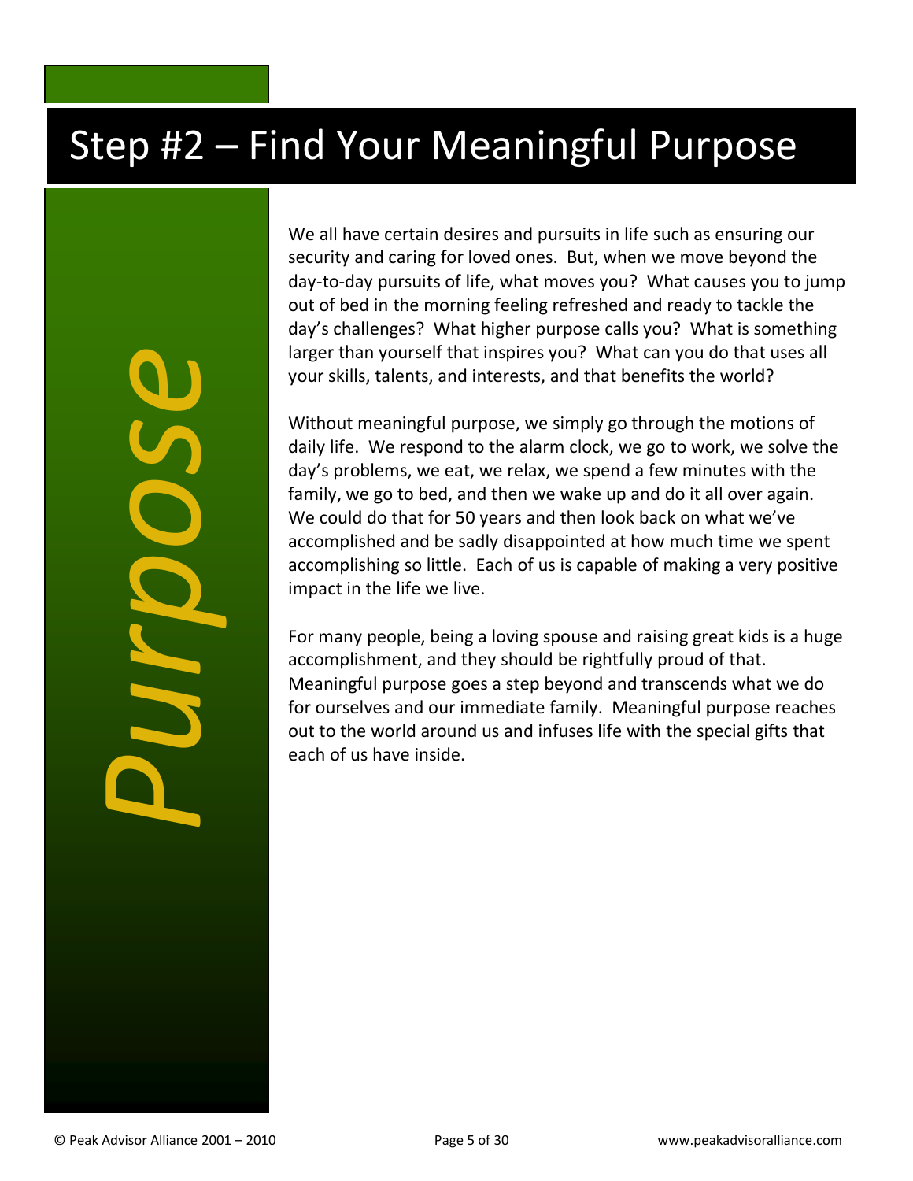# Step #2 – Find Your Meaningful Purpose

*Purpose*

We all have certain desires and pursuits in life such as ensuring our security and caring for loved ones. But, when we move beyond the day-to-day pursuits of life, what moves you? What causes you to jump out of bed in the morning feeling refreshed and ready to tackle the day's challenges? What higher purpose calls you? What is something larger than yourself that inspires you? What can you do that uses all your skills, talents, and interests, and that benefits the world?

Without meaningful purpose, we simply go through the motions of daily life. We respond to the alarm clock, we go to work, we solve the day's problems, we eat, we relax, we spend a few minutes with the family, we go to bed, and then we wake up and do it all over again. We could do that for 50 years and then look back on what we've accomplished and be sadly disappointed at how much time we spent accomplishing so little. Each of us is capable of making a very positive impact in the life we live.

For many people, being a loving spouse and raising great kids is a huge accomplishment, and they should be rightfully proud of that. Meaningful purpose goes a step beyond and transcends what we do for ourselves and our immediate family. Meaningful purpose reaches out to the world around us and infuses life with the special gifts that each of us have inside.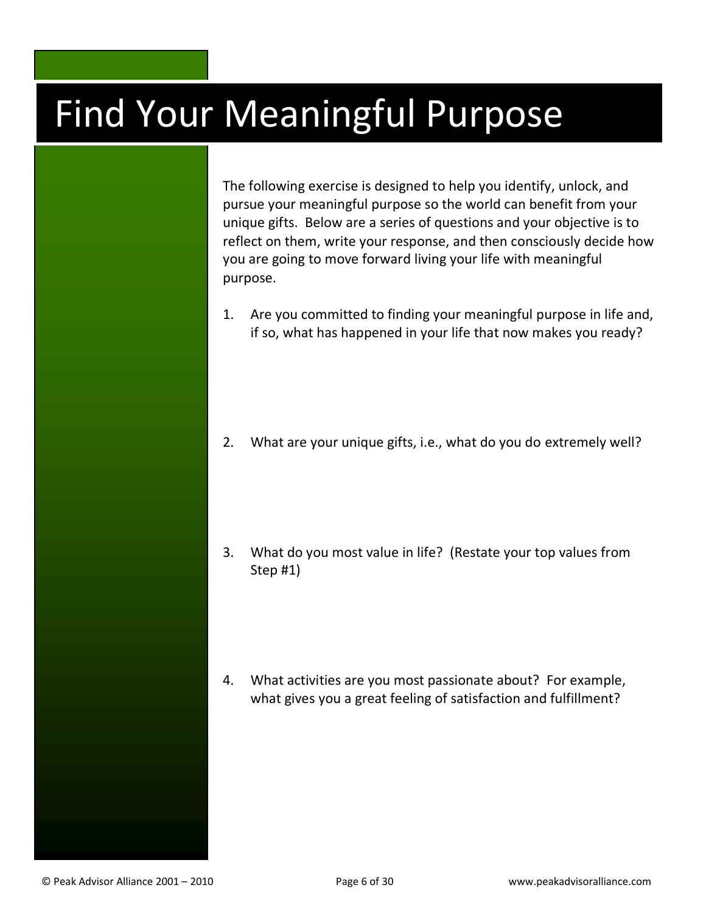# Find Your Meaningful Purpose

The following exercise is designed to help you identify, unlock, and pursue your meaningful purpose so the world can benefit from your unique gifts. Below are a series of questions and your objective is to reflect on them, write your response, and then consciously decide how you are going to move forward living your life with meaningful purpose.

1. Are you committed to finding your meaningful purpose in life and, if so, what has happened in your life that now makes you ready?

2. What are your unique gifts, i.e., what do you do extremely well?

3. What do you most value in life? (Restate your top values from Step #1)

4. What activities are you most passionate about? For example, what gives you a great feeling of satisfaction and fulfillment?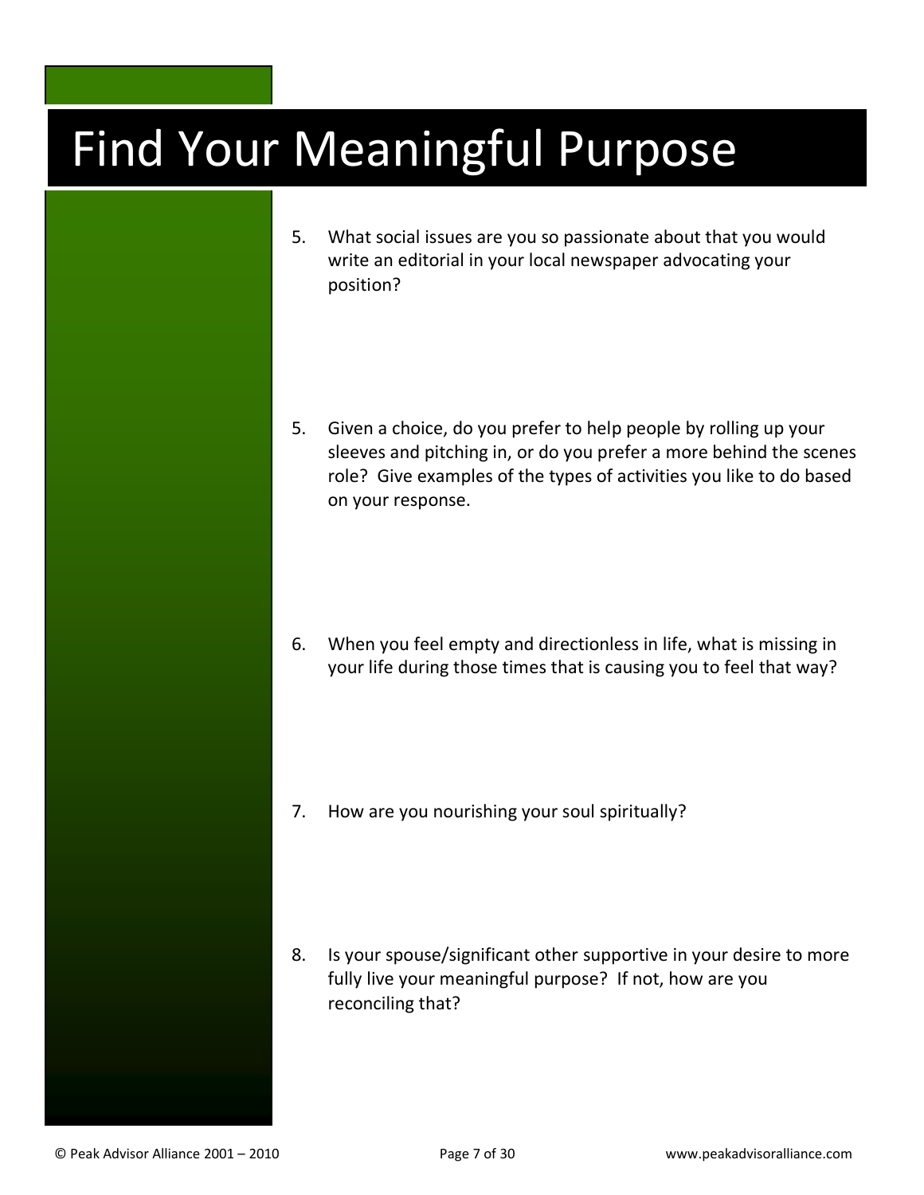# Find Your Meaningful Purpose

5. What social issues are you so passionate about that you would write an editorial in your local newspaper advocating your position?

5. Given a choice, do you prefer to help people by rolling up your sleeves and pitching in, or do you prefer a more behind the scenes role? Give examples of the types of activities you like to do based on your response.

6. When you feel empty and directionless in life, what is missing in your life during those times that is causing you to feel that way?

7. How are you nourishing your soul spiritually?

8. Is your spouse/significant other supportive in your desire to more fully live your meaningful purpose? If not, how are you reconciling that?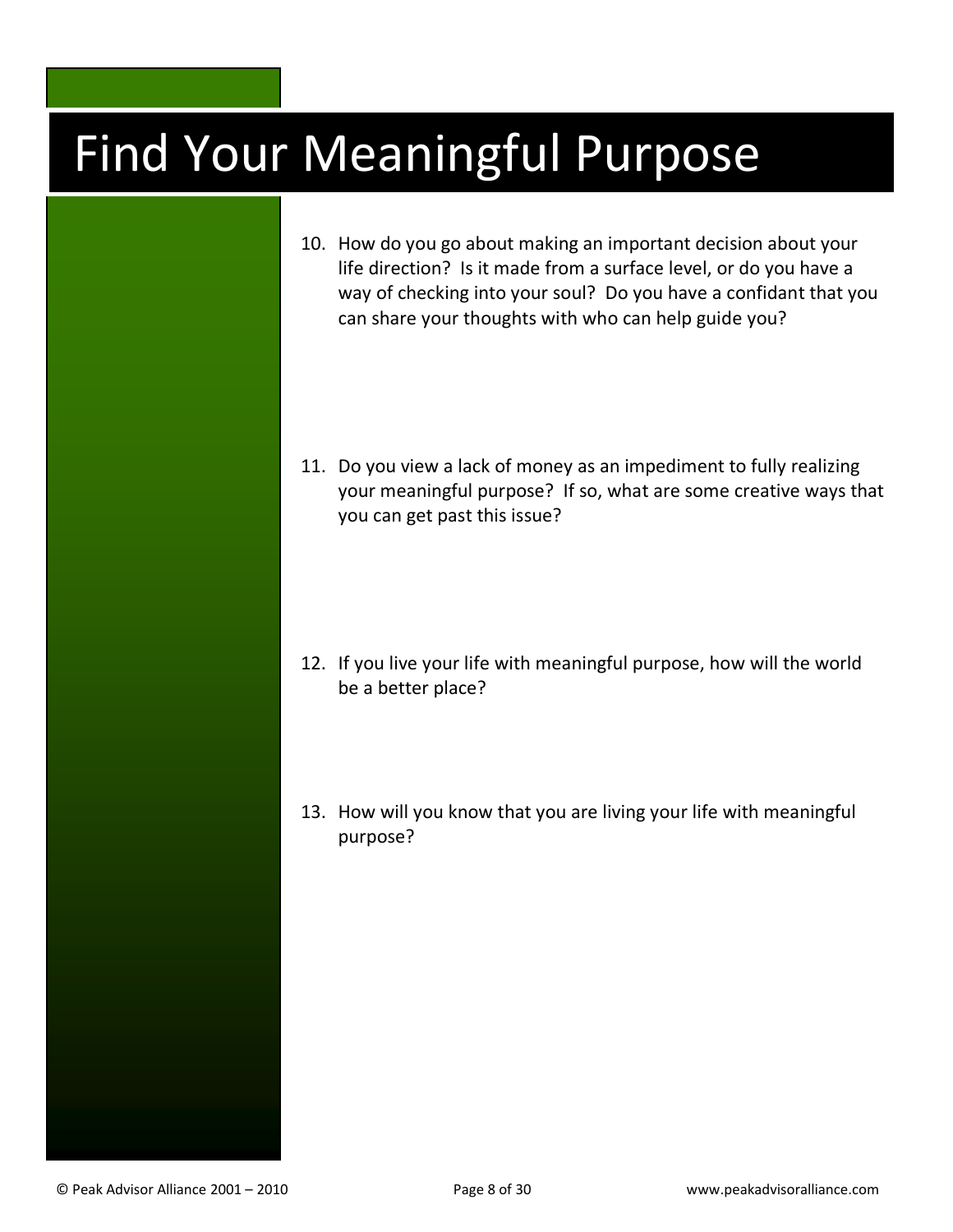# Find Your Meaningful Purpose

10. How do you go about making an important decision about your life direction? Is it made from a surface level, or do you have a way of checking into your soul? Do you have a confidant that you can share your thoughts with who can help guide you?

11. Do you view a lack of money as an impediment to fully realizing your meaningful purpose? If so, what are some creative ways that you can get past this issue?

12. If you live your life with meaningful purpose, how will the world be a better place?

13. How will you know that you are living your life with meaningful purpose?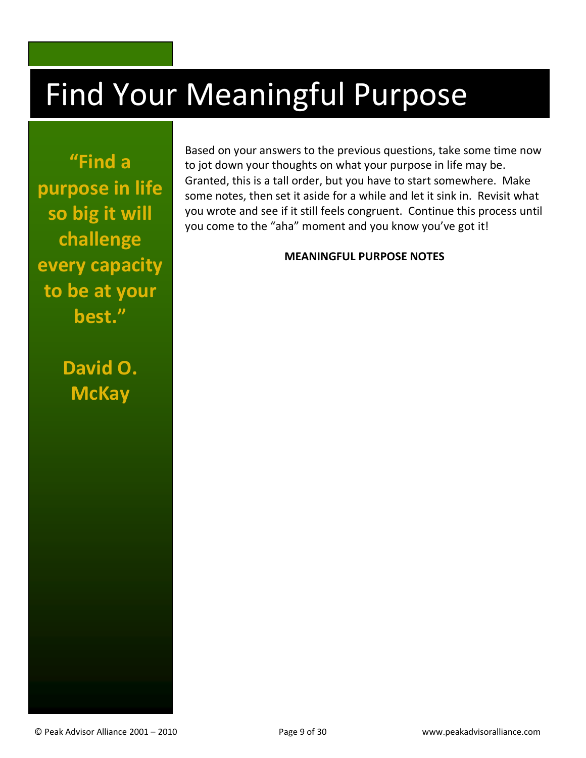# Find Your Meaningful Purpose

**"Find a purpose in life so big it will challenge every capacity to be at your best."**

**David O. McKay**

Based on your answers to the previous questions, take some time now to jot down your thoughts on what your purpose in life may be. Granted, this is a tall order, but you have to start somewhere. Make some notes, then set it aside for a while and let it sink in. Revisit what you wrote and see if it still feels congruent. Continue this process until you come to the "aha" moment and you know you've got it!

**MEANINGFUL PURPOSE NOTES**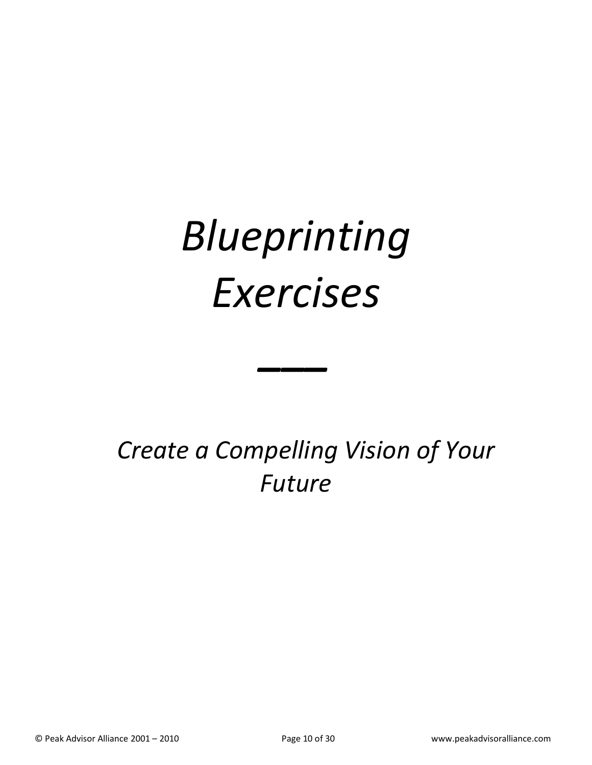# *Blueprinting Exercises*

---

*Create a Compelling Vision of Your Future*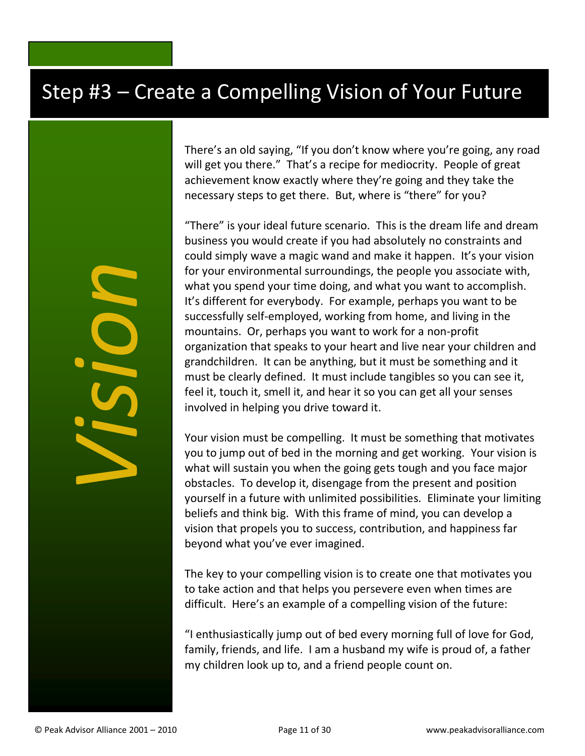# Step #3 – Create a Compelling Vision of Your Future

*Vision*

There's an old saying, "If you don't know where you're going, any road will get you there." That's a recipe for mediocrity. People of great achievement know exactly where they're going and they take the necessary steps to get there. But, where is "there" for you?

"There" is your ideal future scenario. This is the dream life and dream business you would create if you had absolutely no constraints and could simply wave a magic wand and make it happen. It's your vision for your environmental surroundings, the people you associate with, what you spend your time doing, and what you want to accomplish. It's different for everybody. For example, perhaps you want to be successfully self-employed, working from home, and living in the mountains. Or, perhaps you want to work for a non-profit organization that speaks to your heart and live near your children and grandchildren. It can be anything, but it must be something and it must be clearly defined. It must include tangibles so you can see it, feel it, touch it, smell it, and hear it so you can get all your senses involved in helping you drive toward it.

Your vision must be compelling. It must be something that motivates you to jump out of bed in the morning and get working. Your vision is what will sustain you when the going gets tough and you face major obstacles. To develop it, disengage from the present and position yourself in a future with unlimited possibilities. Eliminate your limiting beliefs and think big. With this frame of mind, you can develop a vision that propels you to success, contribution, and happiness far beyond what you've ever imagined.

The key to your compelling vision is to create one that motivates you to take action and that helps you persevere even when times are difficult. Here's an example of a compelling vision of the future:

"I enthusiastically jump out of bed every morning full of love for God, family, friends, and life. I am a husband my wife is proud of, a father my children look up to, and a friend people count on.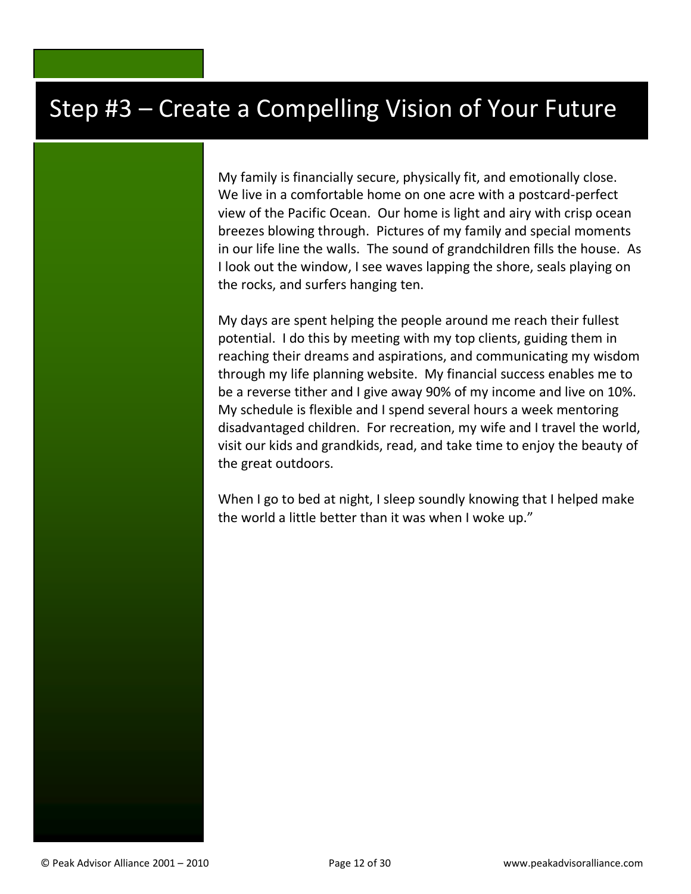# Step #3 – Create a Compelling Vision of Your Future

My family is financially secure, physically fit, and emotionally close. We live in a comfortable home on one acre with a postcard-perfect view of the Pacific Ocean. Our home is light and airy with crisp ocean breezes blowing through. Pictures of my family and special moments in our life line the walls. The sound of grandchildren fills the house. As I look out the window, I see waves lapping the shore, seals playing on the rocks, and surfers hanging ten.

My days are spent helping the people around me reach their fullest potential. I do this by meeting with my top clients, guiding them in reaching their dreams and aspirations, and communicating my wisdom through my life planning website. My financial success enables me to be a reverse tither and I give away 90% of my income and live on 10%. My schedule is flexible and I spend several hours a week mentoring disadvantaged children. For recreation, my wife and I travel the world, visit our kids and grandkids, read, and take time to enjoy the beauty of the great outdoors.

When I go to bed at night, I sleep soundly knowing that I helped make the world a little better than it was when I woke up."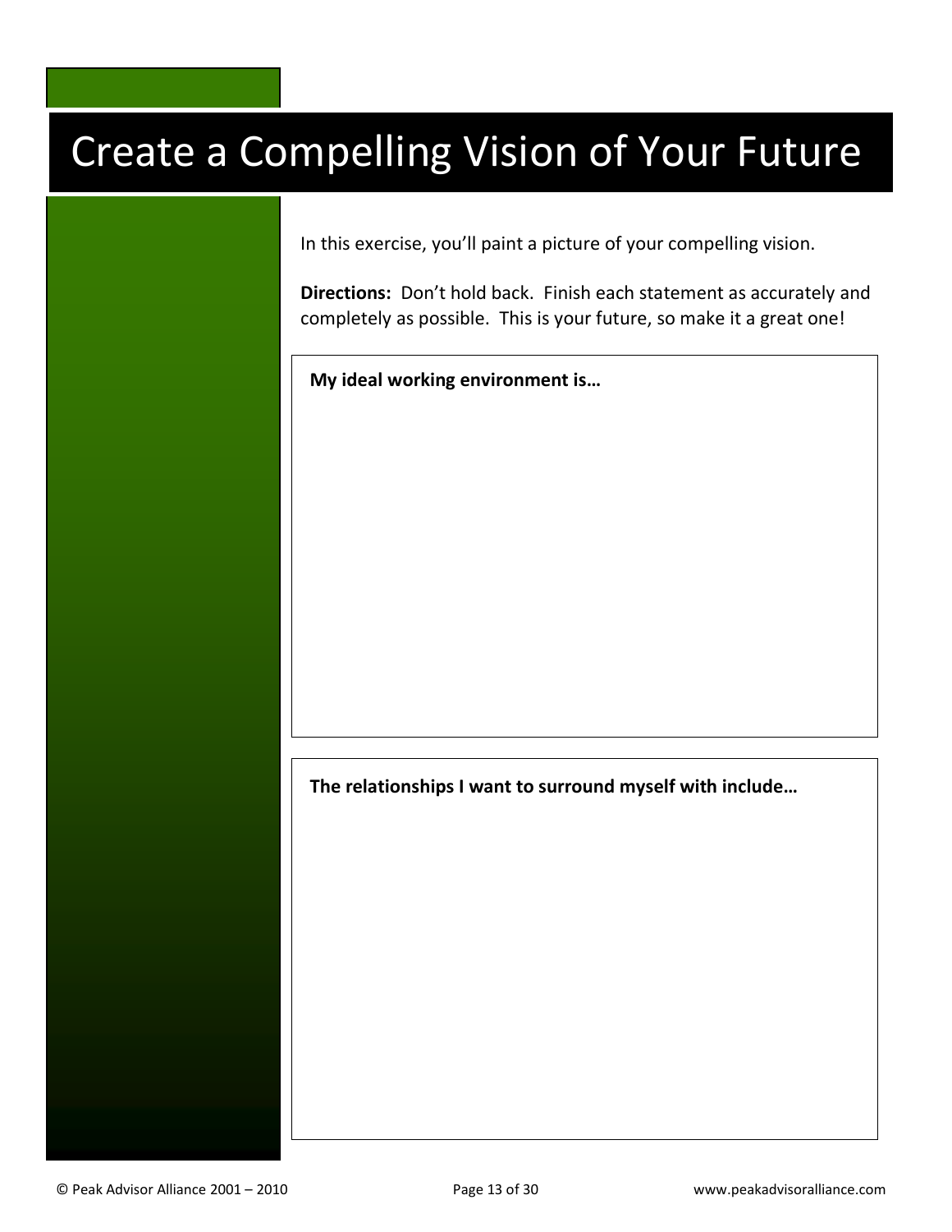# Create a Compelling Vision of Your Future

In this exercise, you'll paint a picture of your compelling vision.

**Directions:** Don't hold back. Finish each statement as accurately and completely as possible. This is your future, so make it a great one!

**My ideal working environment is…**

**The relationships I want to surround myself with include…**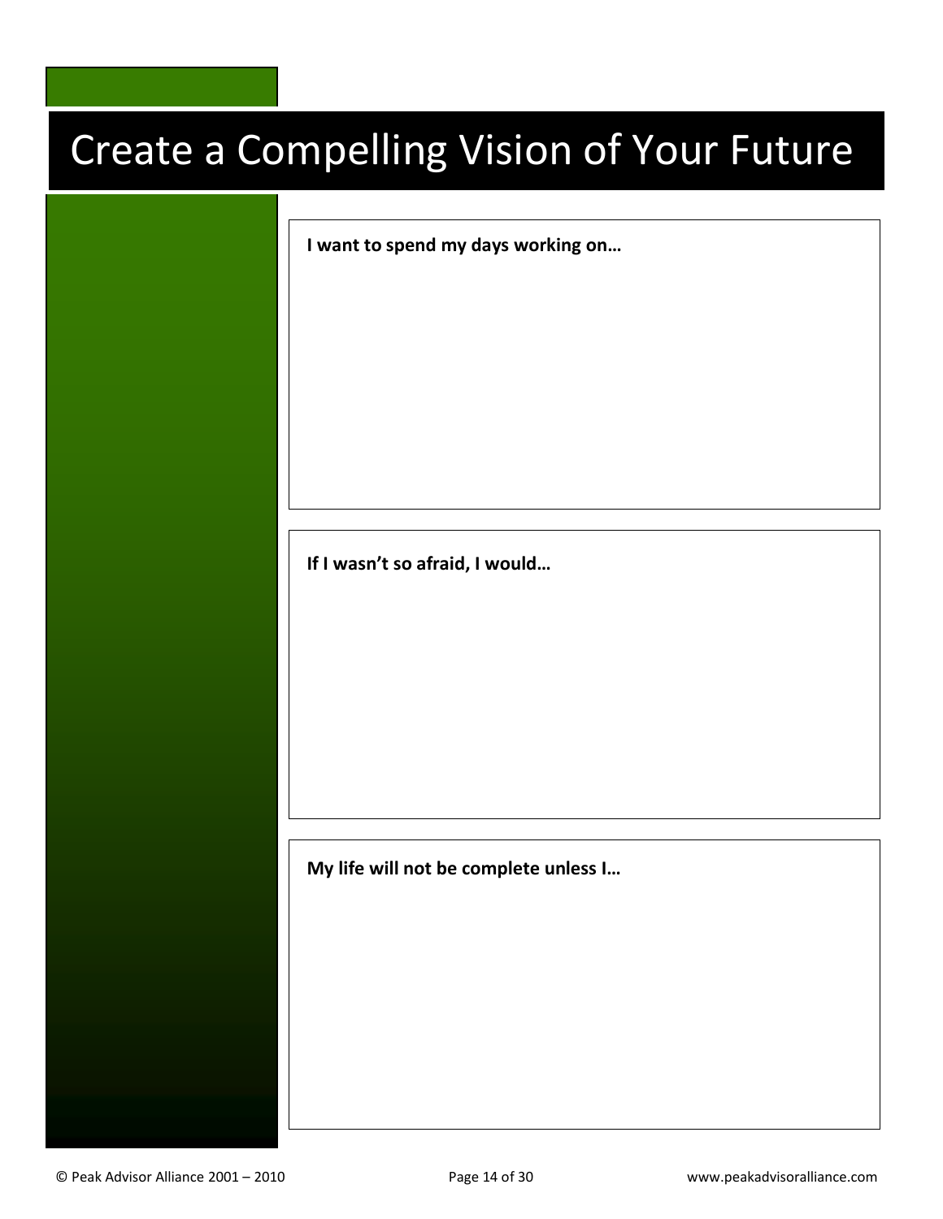# Create a Compelling Vision of Your Future

**I want to spend my days working on…**

**If I wasn't so afraid, I would…**

**My life will not be complete unless I…**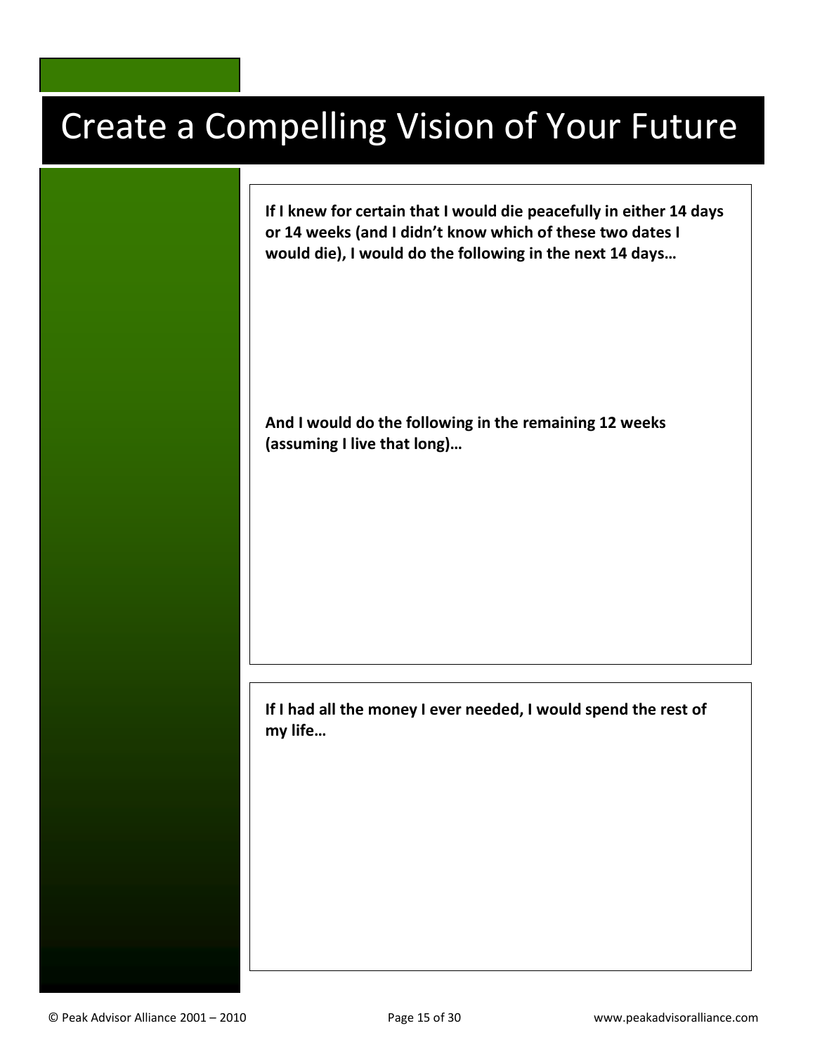# Create a Compelling Vision of Your Future

**If I knew for certain that I would die peacefully in either 14 days or 14 weeks (and I didn't know which of these two dates I would die), I would do the following in the next 14 days…**

**And I would do the following in the remaining 12 weeks (assuming I live that long)…**

**If I had all the money I ever needed, I would spend the rest of my life…**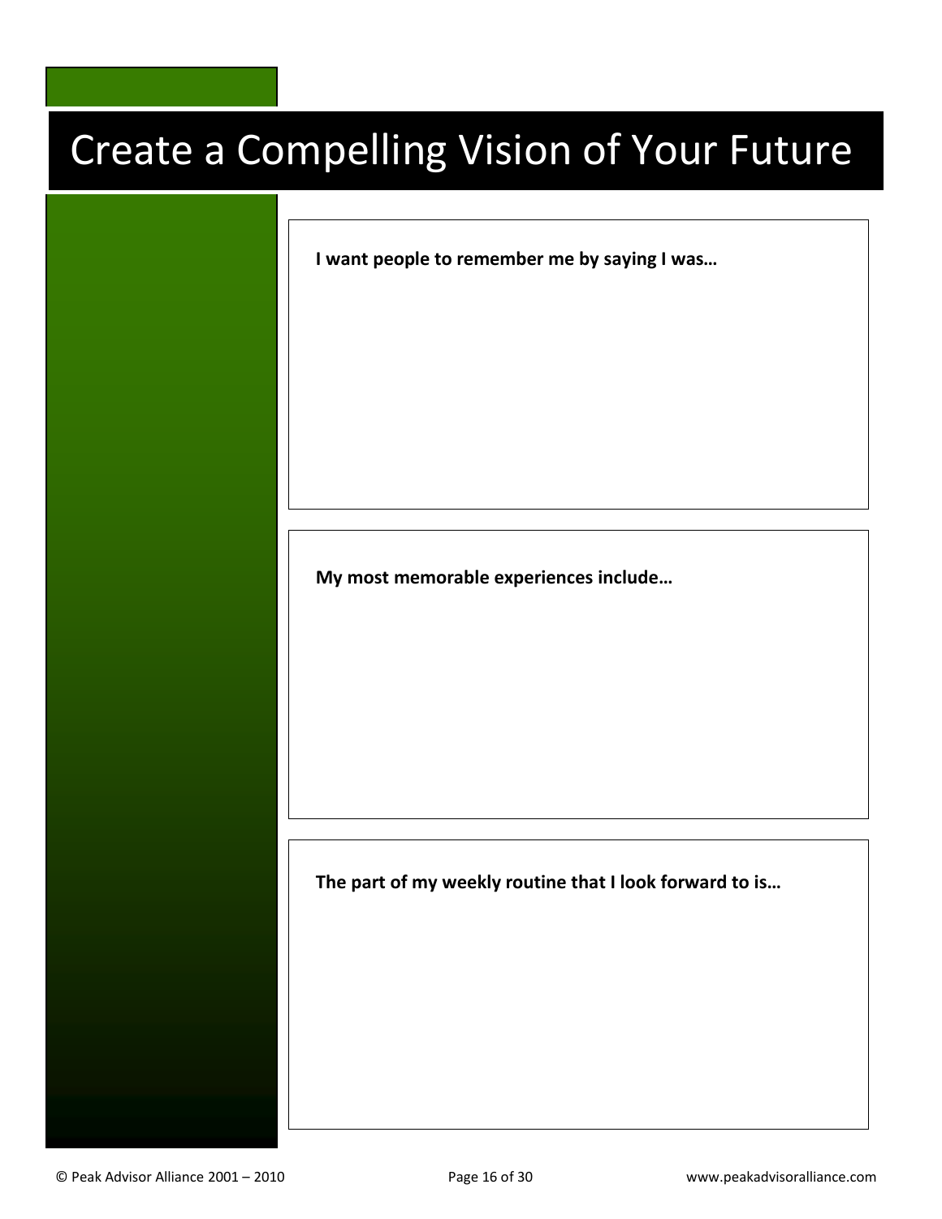# Create a Compelling Vision of Your Future

**I want people to remember me by saying I was…**

**My most memorable experiences include…**

**The part of my weekly routine that I look forward to is…**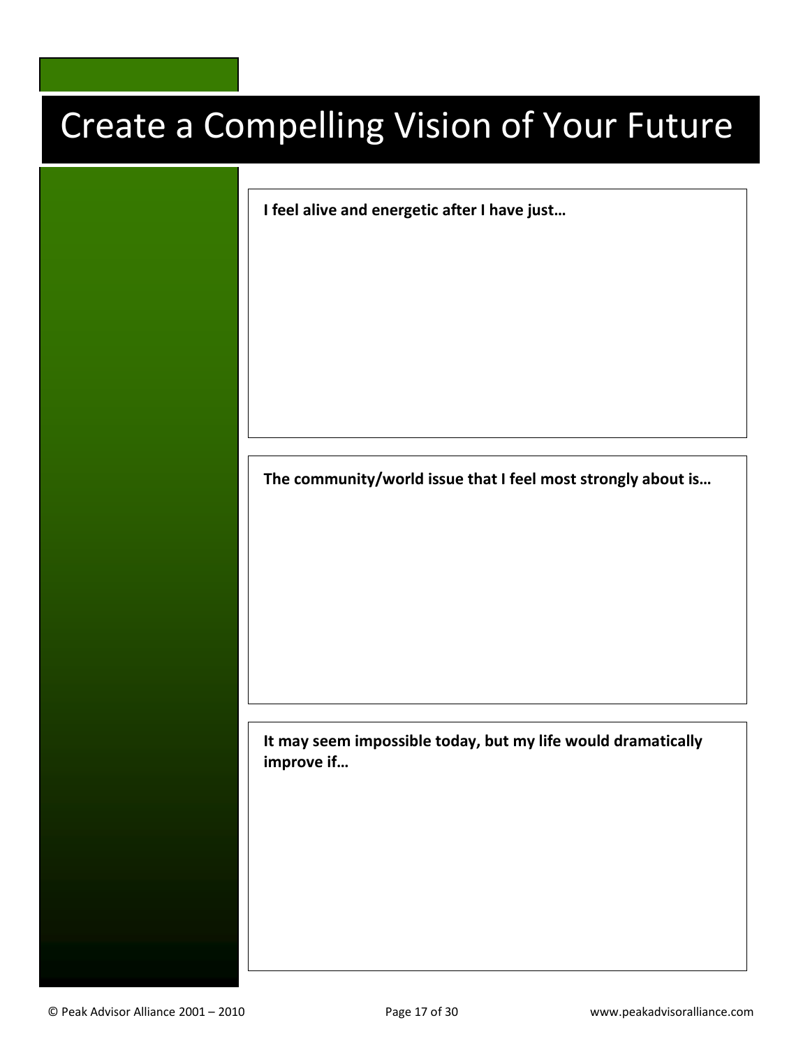# Create a Compelling Vision of Your Future

**I feel alive and energetic after I have just…**

**The community/world issue that I feel most strongly about is…**

**It may seem impossible today, but my life would dramatically improve if…**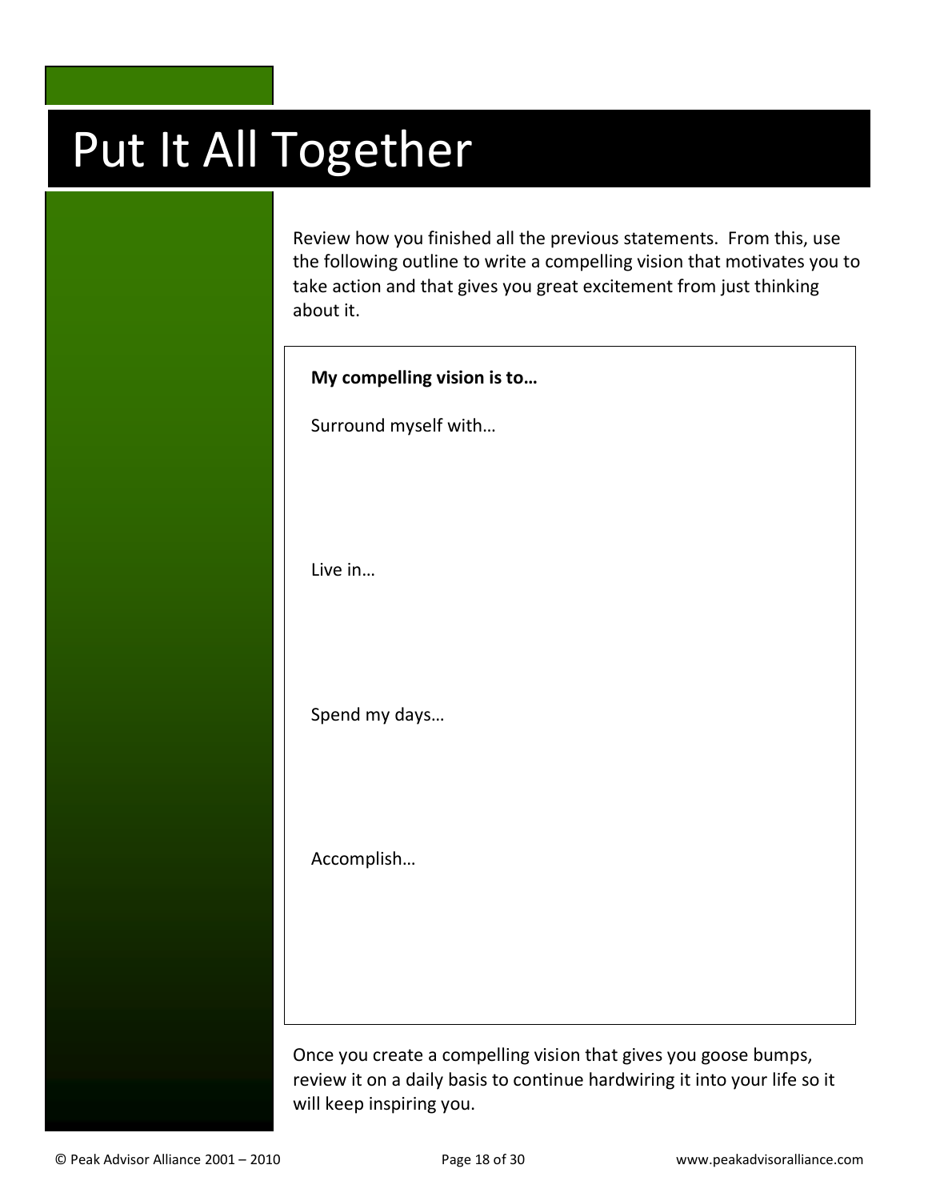# Put It All Together

Review how you finished all the previous statements. From this, use the following outline to write a compelling vision that motivates you to take action and that gives you great excitement from just thinking about it.

**My compelling vision is to…**

Surround myself with…

Live in…

Spend my days…

Accomplish…

Once you create a compelling vision that gives you goose bumps, review it on a daily basis to continue hardwiring it into your life so it will keep inspiring you.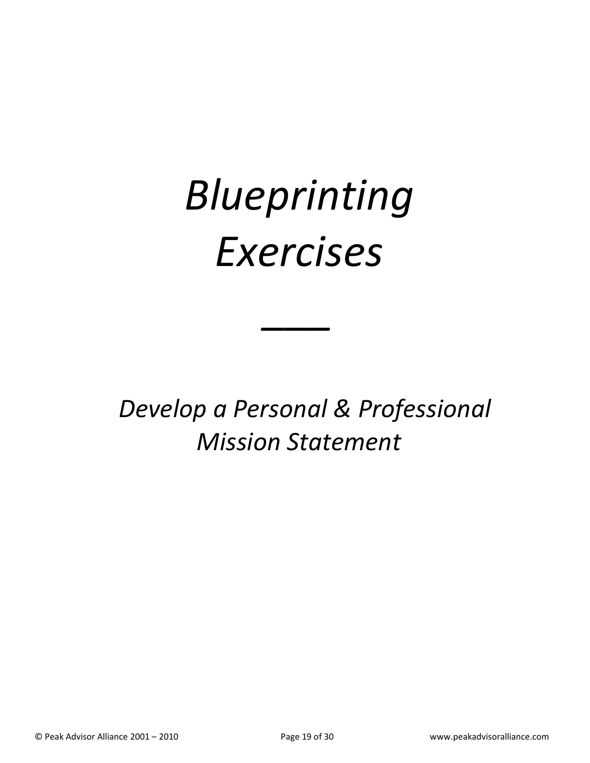# *Blueprinting Exercises*

---

*Develop a Personal & Professional Mission Statement*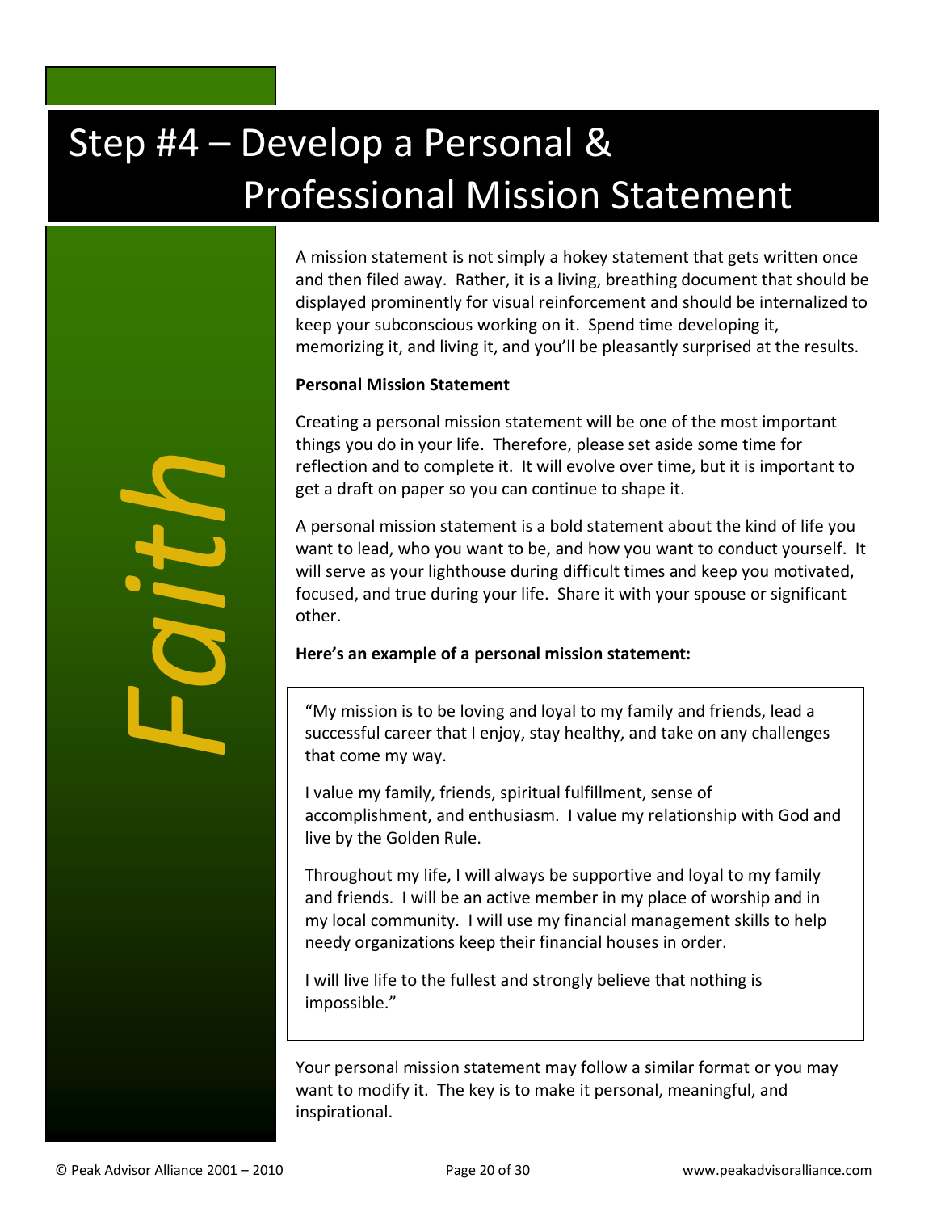# Step #4 – Develop a Personal & Professional Mission Statement

*Faith*

A mission statement is not simply a hokey statement that gets written once and then filed away. Rather, it is a living, breathing document that should be displayed prominently for visual reinforcement and should be internalized to keep your subconscious working on it. Spend time developing it, memorizing it, and living it, and you'll be pleasantly surprised at the results.

**Personal Mission Statement**

Creating a personal mission statement will be one of the most important things you do in your life. Therefore, please set aside some time for reflection and to complete it. It will evolve over time, but it is important to get a draft on paper so you can continue to shape it.

A personal mission statement is a bold statement about the kind of life you want to lead, who you want to be, and how you want to conduct yourself. It will serve as your lighthouse during difficult times and keep you motivated, focused, and true during your life. Share it with your spouse or significant other.

**Here's an example of a personal mission statement:**

> "My mission is to be loving and loyal to my family and friends, lead a successful career that I enjoy, stay healthy, and take on any challenges that come my way.
>
> I value my family, friends, spiritual fulfillment, sense of accomplishment, and enthusiasm. I value my relationship with God and live by the Golden Rule.
>
> Throughout my life, I will always be supportive and loyal to my family and friends. I will be an active member in my place of worship and in my local community. I will use my financial management skills to help needy organizations keep their financial houses in order.
>
> I will live life to the fullest and strongly believe that nothing is impossible."

Your personal mission statement may follow a similar format or you may want to modify it. The key is to make it personal, meaningful, and inspirational.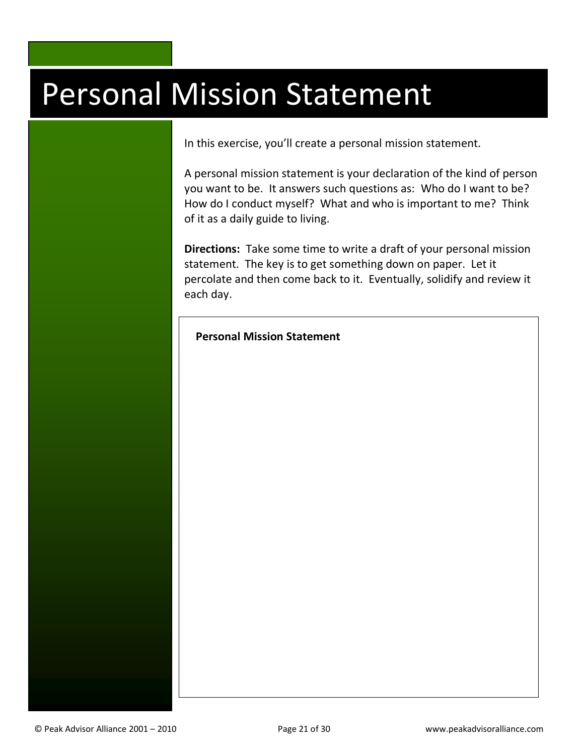# Personal Mission Statement

In this exercise, you'll create a personal mission statement.

A personal mission statement is your declaration of the kind of person you want to be. It answers such questions as: Who do I want to be? How do I conduct myself? What and who is important to me? Think of it as a daily guide to living.

**Directions:** Take some time to write a draft of your personal mission statement. The key is to get something down on paper. Let it percolate and then come back to it. Eventually, solidify and review it each day.

**Personal Mission Statement**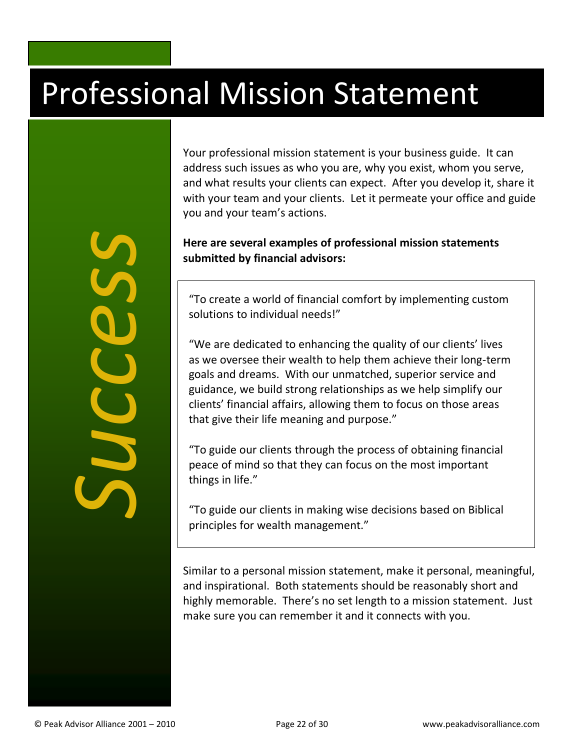# Professional Mission Statement

*Success*

Your professional mission statement is your business guide. It can address such issues as who you are, why you exist, whom you serve, and what results your clients can expect. After you develop it, share it with your team and your clients. Let it permeate your office and guide you and your team's actions.

**Here are several examples of professional mission statements submitted by financial advisors:**

"To create a world of financial comfort by implementing custom solutions to individual needs!"

"We are dedicated to enhancing the quality of our clients' lives as we oversee their wealth to help them achieve their long-term goals and dreams. With our unmatched, superior service and guidance, we build strong relationships as we help simplify our clients' financial affairs, allowing them to focus on those areas that give their life meaning and purpose."

"To guide our clients through the process of obtaining financial peace of mind so that they can focus on the most important things in life."

"To guide our clients in making wise decisions based on Biblical principles for wealth management."

Similar to a personal mission statement, make it personal, meaningful, and inspirational. Both statements should be reasonably short and highly memorable. There's no set length to a mission statement. Just make sure you can remember it and it connects with you.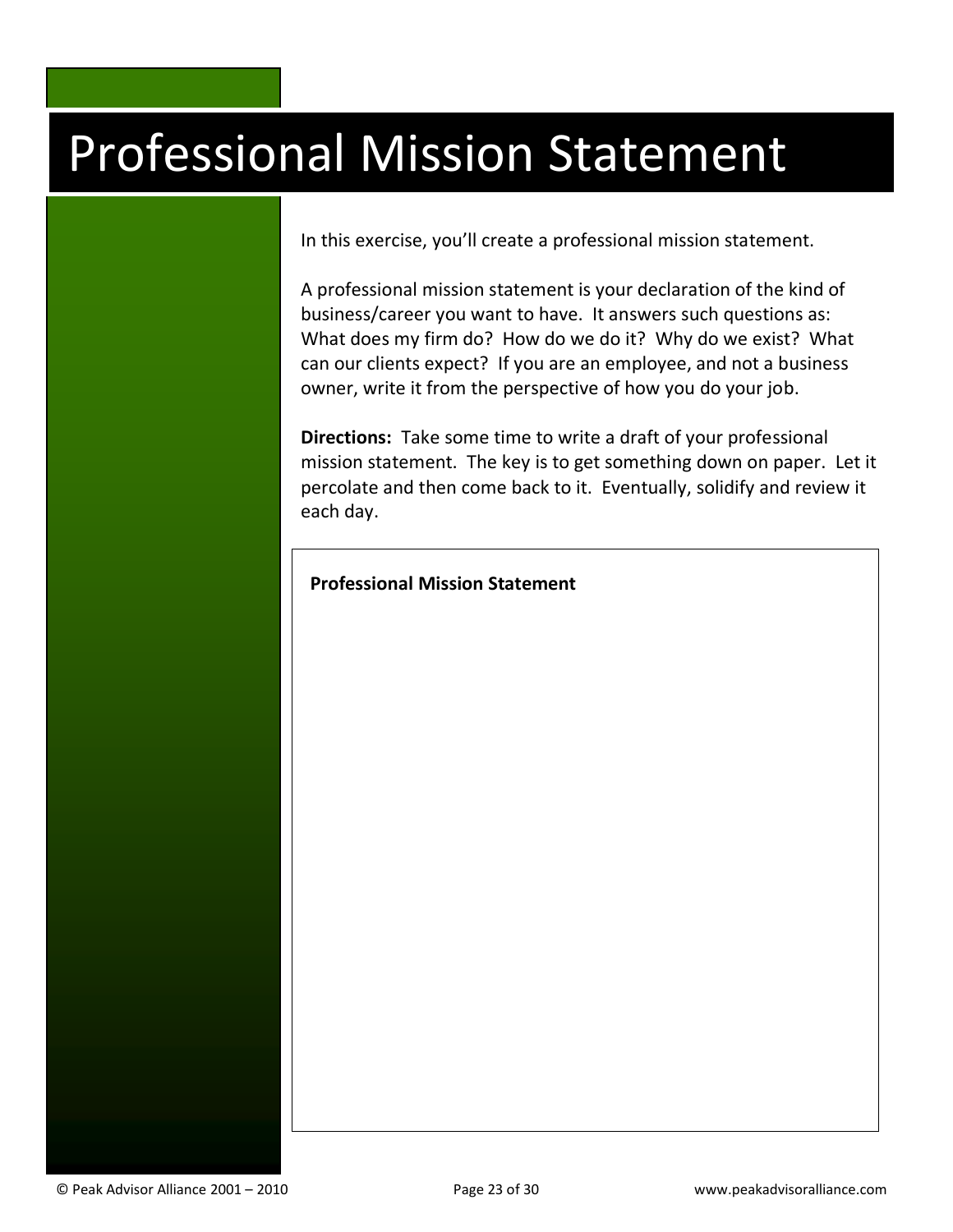# Professional Mission Statement

In this exercise, you'll create a professional mission statement.

A professional mission statement is your declaration of the kind of business/career you want to have. It answers such questions as: What does my firm do? How do we do it? Why do we exist? What can our clients expect? If you are an employee, and not a business owner, write it from the perspective of how you do your job.

**Directions:** Take some time to write a draft of your professional mission statement. The key is to get something down on paper. Let it percolate and then come back to it. Eventually, solidify and review it each day.

**Professional Mission Statement**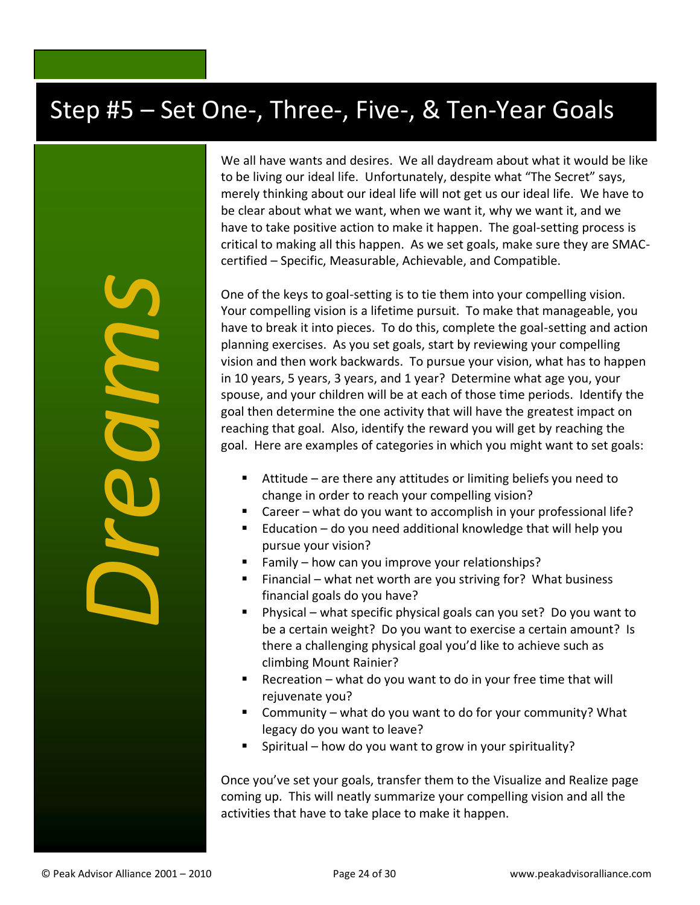# Step #5 – Set One-, Three-, Five-, & Ten-Year Goals

*Dreams*

We all have wants and desires. We all daydream about what it would be like to be living our ideal life. Unfortunately, despite what "The Secret" says, merely thinking about our ideal life will not get us our ideal life. We have to be clear about what we want, when we want it, why we want it, and we have to take positive action to make it happen. The goal-setting process is critical to making all this happen. As we set goals, make sure they are SMAC-certified – Specific, Measurable, Achievable, and Compatible.

One of the keys to goal-setting is to tie them into your compelling vision. Your compelling vision is a lifetime pursuit. To make that manageable, you have to break it into pieces. To do this, complete the goal-setting and action planning exercises. As you set goals, start by reviewing your compelling vision and then work backwards. To pursue your vision, what has to happen in 10 years, 5 years, 3 years, and 1 year? Determine what age you, your spouse, and your children will be at each of those time periods. Identify the goal then determine the one activity that will have the greatest impact on reaching that goal. Also, identify the reward you will get by reaching the goal. Here are examples of categories in which you might want to set goals:

- Attitude – are there any attitudes or limiting beliefs you need to change in order to reach your compelling vision?
- Career – what do you want to accomplish in your professional life?
- Education – do you need additional knowledge that will help you pursue your vision?
- Family – how can you improve your relationships?
- Financial – what net worth are you striving for? What business financial goals do you have?
- Physical – what specific physical goals can you set? Do you want to be a certain weight? Do you want to exercise a certain amount? Is there a challenging physical goal you'd like to achieve such as climbing Mount Rainier?
- Recreation – what do you want to do in your free time that will rejuvenate you?
- Community – what do you want to do for your community? What legacy do you want to leave?
- Spiritual – how do you want to grow in your spirituality?

Once you've set your goals, transfer them to the Visualize and Realize page coming up. This will neatly summarize your compelling vision and all the activities that have to take place to make it happen.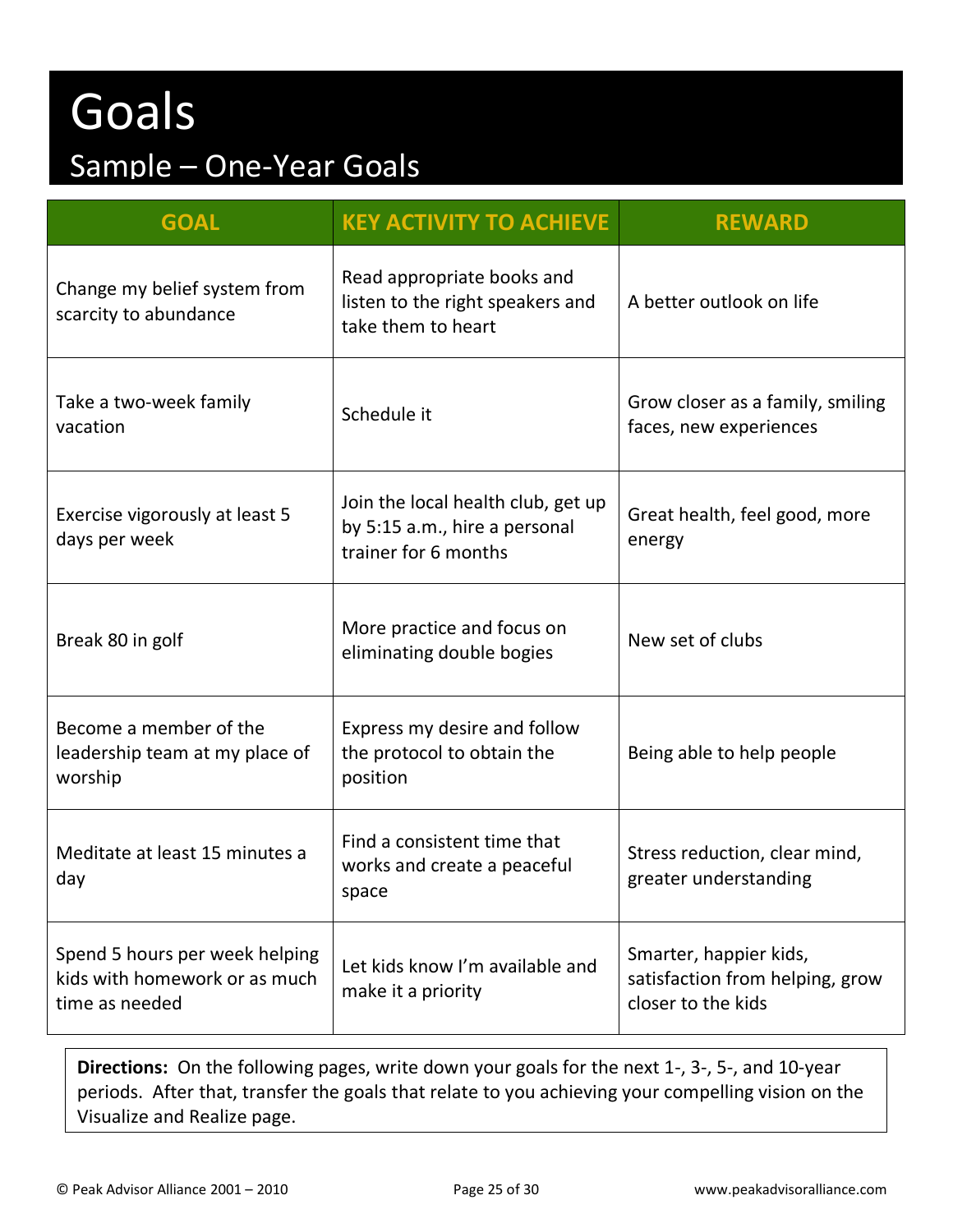# Goals

## Sample – One-Year Goals

| GOAL | KEY ACTIVITY TO ACHIEVE | REWARD |
| --- | --- | --- |
| Change my belief system from scarcity to abundance | Read appropriate books and listen to the right speakers and take them to heart | A better outlook on life |
| Take a two-week family vacation | Schedule it | Grow closer as a family, smiling faces, new experiences |
| Exercise vigorously at least 5 days per week | Join the local health club, get up by 5:15 a.m., hire a personal trainer for 6 months | Great health, feel good, more energy |
| Break 80 in golf | More practice and focus on eliminating double bogies | New set of clubs |
| Become a member of the leadership team at my place of worship | Express my desire and follow the protocol to obtain the position | Being able to help people |
| Meditate at least 15 minutes a day | Find a consistent time that works and create a peaceful space | Stress reduction, clear mind, greater understanding |
| Spend 5 hours per week helping kids with homework or as much time as needed | Let kids know I'm available and make it a priority | Smarter, happier kids, satisfaction from helping, grow closer to the kids |

**Directions:** On the following pages, write down your goals for the next 1-, 3-, 5-, and 10-year periods. After that, transfer the goals that relate to you achieving your compelling vision on the Visualize and Realize page.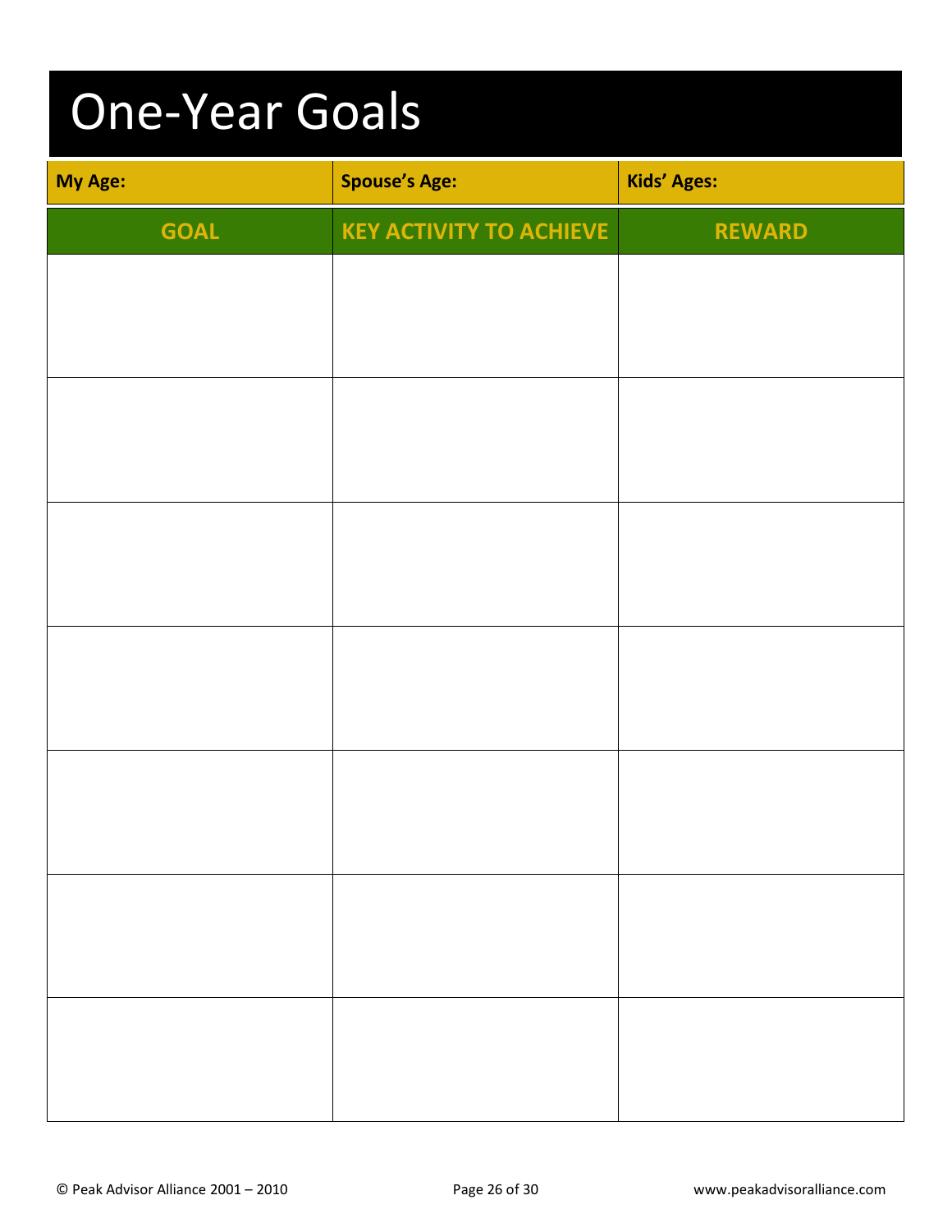# One-Year Goals

| My Age: | Spouse's Age: | Kids' Ages: |
| --- | --- | --- |
| **GOAL** | **KEY ACTIVITY TO ACHIEVE** | **REWARD** |
| | | |
| | | |
| | | |
| | | |
| | | |
| | | |
| | | |

© Peak Advisor Alliance 2001 – 2010 www.peakadvisoralliance.com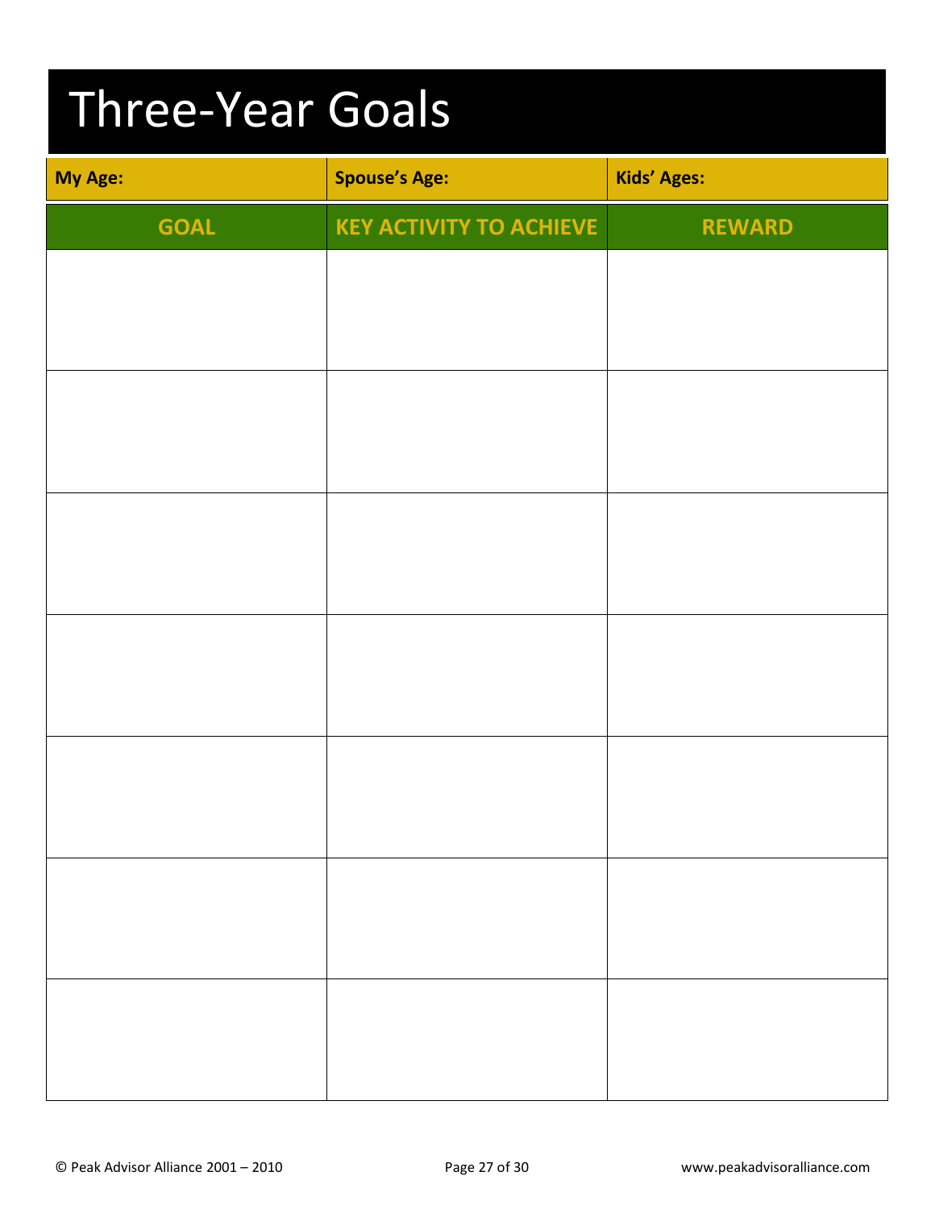# Three-Year Goals

| My Age: | Spouse's Age: | Kids' Ages: |
|---|---|---|

| GOAL | KEY ACTIVITY TO ACHIEVE | REWARD |
|---|---|---|
| | | |
| | | |
| | | |
| | | |
| | | |
| | | |
| | | |

© Peak Advisor Alliance 2001 – 2010 www.peakadvisoralliance.com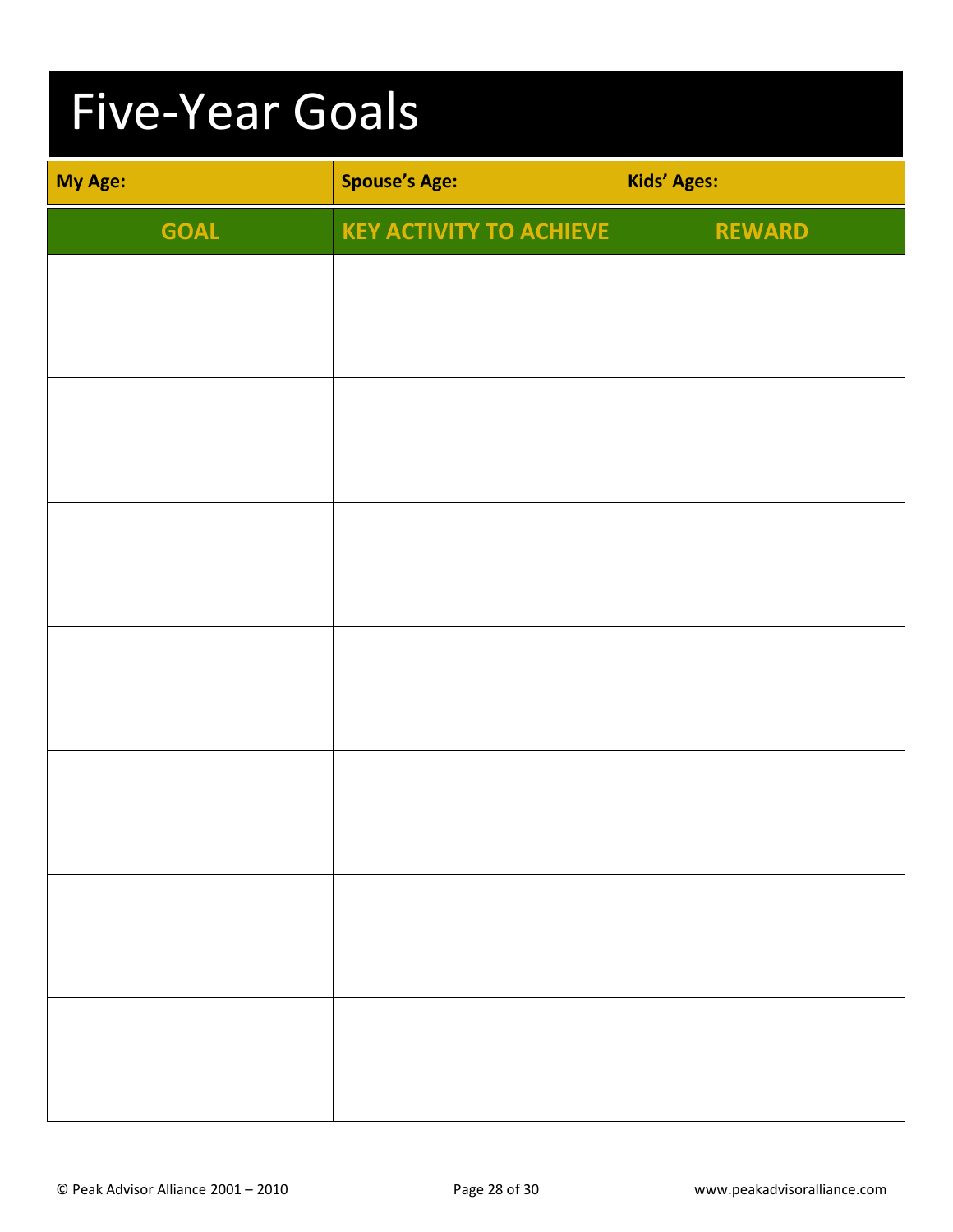# Five-Year Goals

| My Age: | Spouse's Age: | Kids' Ages: |
|---|---|---|
| **GOAL** | **KEY ACTIVITY TO ACHIEVE** | **REWARD** |
| | | |
| | | |
| | | |
| | | |
| | | |
| | | |
| | | |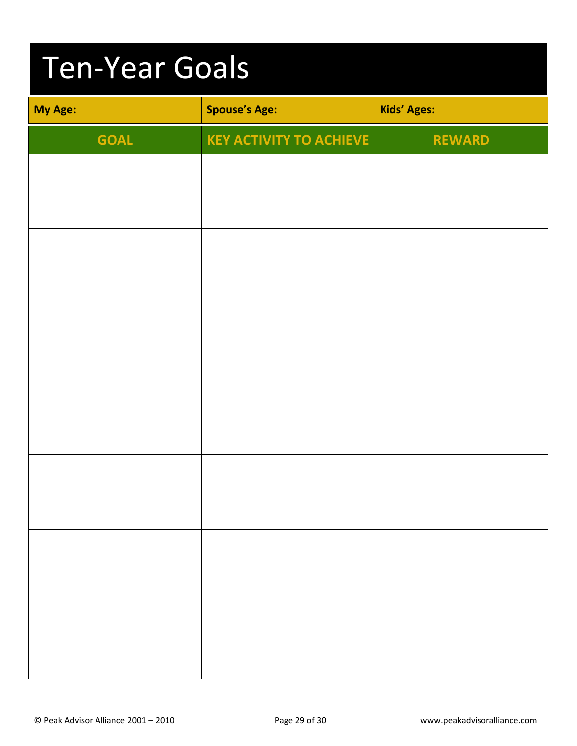# Ten-Year Goals

| My Age: | Spouse's Age: | Kids' Ages: |
|---|---|---|
| **GOAL** | **KEY ACTIVITY TO ACHIEVE** | **REWARD** |
| | | |
| | | |
| | | |
| | | |
| | | |
| | | |
| | | |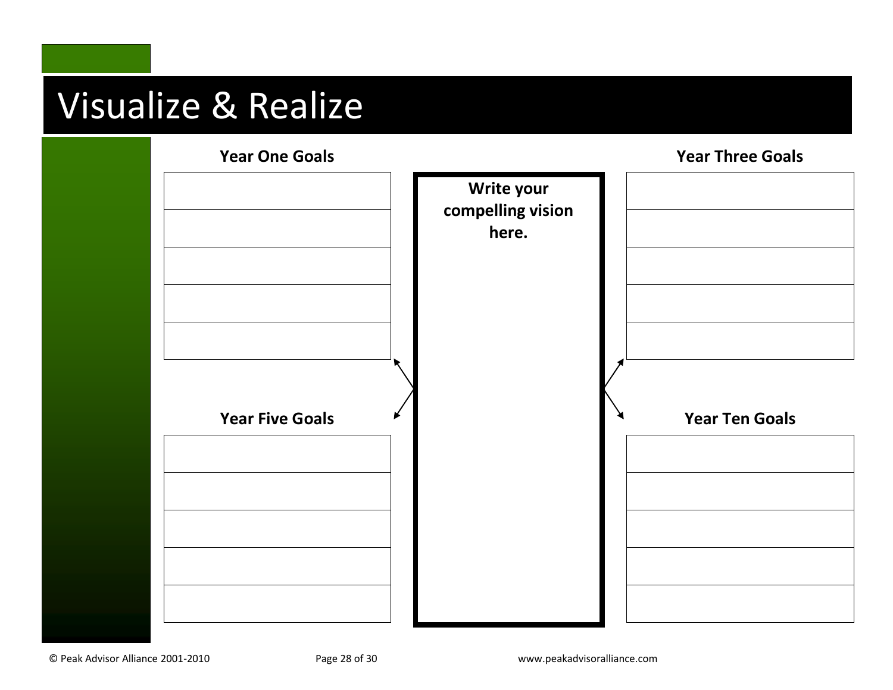# Visualize & Realize

**Year One Goals**

| |
|---|
| |
| |
| |
| |
| |

**Write your compelling vision here.**

**Year Three Goals**

| |
|---|
| |
| |
| |
| |
| |

**Year Five Goals**

| |
|---|
| |
| |
| |
| |
| |

**Year Ten Goals**

| |
|---|
| |
| |
| |
| |
| |

© Peak Advisor Alliance 2001-2010 www.peakadvisoralliance.com